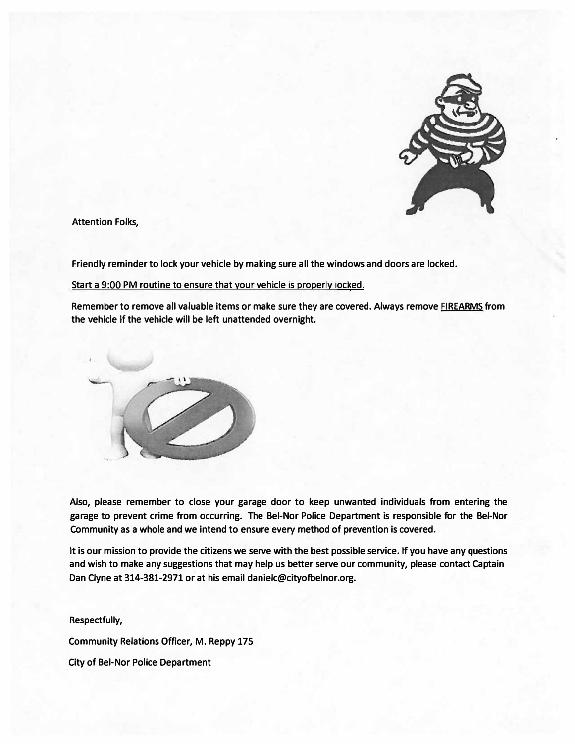Attention Folks,

Friendly reminder to lock your vehicle by making sure all the windows and doors are locked.

Start a 9:00 PM routine to ensure that your vehicle is properly locked.

Remember to remove all valuable items or make sure they are covered. Always remove FIREARMS from the vehicle if the vehicle will be left unattended overnight.

Also, please remember to close your garage door to keep unwanted individuals from entering the garage to prevent crime from occurring. The Bel-Nor Police Department is responsible for the Bel-Nor Community as a whole and we intend to ensure every method of prevention is covered.

It is our mission to provide the citizens we serve with the best possible service. If you have any questions and wish to make any suggestions that may help us better serve our community, please contact Captain Dan Clyne at 314-381-2971 or at his email danielc@cityofbelnor.org.

Respectfully,

Community Relations Officer, M. Reppy 175

City of Bel-Nor Police Department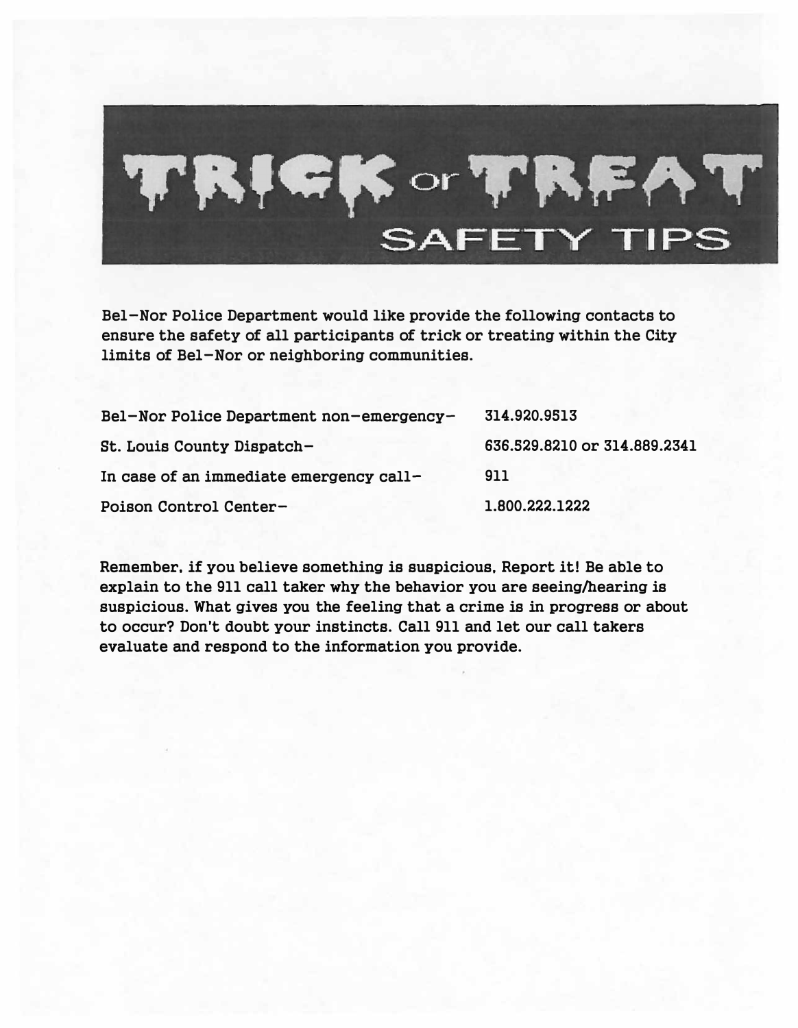# TRICK or TREAT SAFETY TIPS

Bel-Nor Police Department would like provide the following contacts to ensure the safety of all participants of trick or treating within the City limits of Bel-Nor or neighboring communities.

| | |
|---|---|
| Bel-Nor Police Department non-emergency- | 314.920.9513 |
| St. Louis County Dispatch- | 636.529.8210 or 314.889.2341 |
| In case of an immediate emergency call- | 911 |
| Poison Control Center- | 1.800.222.1222 |

Remember, if you believe something is suspicious, Report it! Be able to explain to the 911 call taker why the behavior you are seeing/hearing is suspicious. What gives you the feeling that a crime is in progress or about to occur? Don't doubt your instincts. Call 911 and let our call takers evaluate and respond to the information you provide.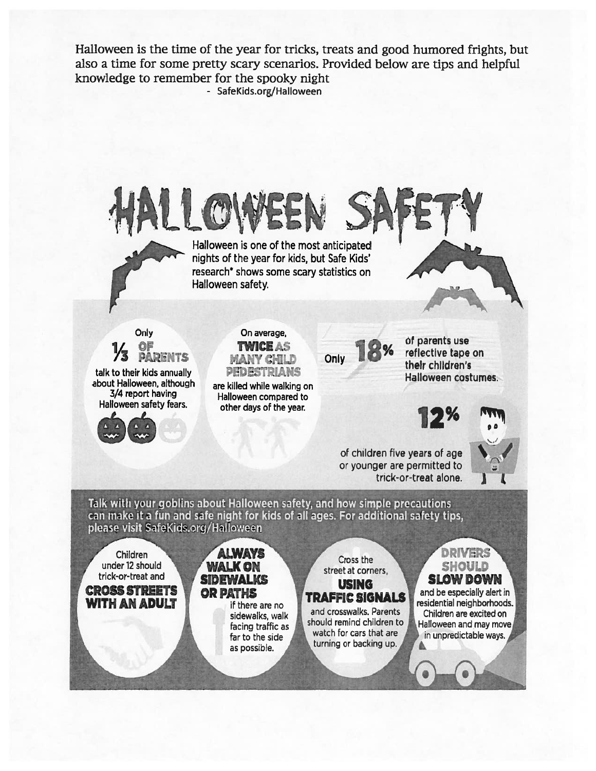Halloween is the time of the year for tricks, treats and good humored frights, but also a time for some pretty scary scenarios. Provided below are tips and helpful knowledge to remember for the spooky night

- SafeKids.org/Halloween

# HALLOWEEN SAFETY

Halloween is one of the most anticipated nights of the year for kids, but Safe Kids' research* shows some scary statistics on Halloween safety.

Only **1/3 OF PARENTS** talk to their kids annually about Halloween, although 3/4 report having Halloween safety fears.

On average, **TWICE AS MANY CHILD PEDESTRIANS** are killed while walking on Halloween compared to other days of the year.

Only **18%** of parents use reflective tape on their children's Halloween costumes.

**12%** of children five years of age or younger are permitted to trick-or-treat alone.

Talk with your goblins about Halloween safety, and how simple precautions can make it a fun and safe night for kids of all ages. For additional safety tips, please visit SafeKids.org/Halloween

Children under 12 should trick-or-treat and **CROSS STREETS WITH AN ADULT**

**ALWAYS WALK ON SIDEWALKS OR PATHS** if there are no sidewalks, walk facing traffic as far to the side as possible.

Cross the street at corners, **USING TRAFFIC SIGNALS** and crosswalks. Parents should remind children to watch for cars that are turning or backing up.

**DRIVERS SHOULD SLOW DOWN** and be especially alert in residential neighborhoods. Children are excited on Halloween and may move in unpredictable ways.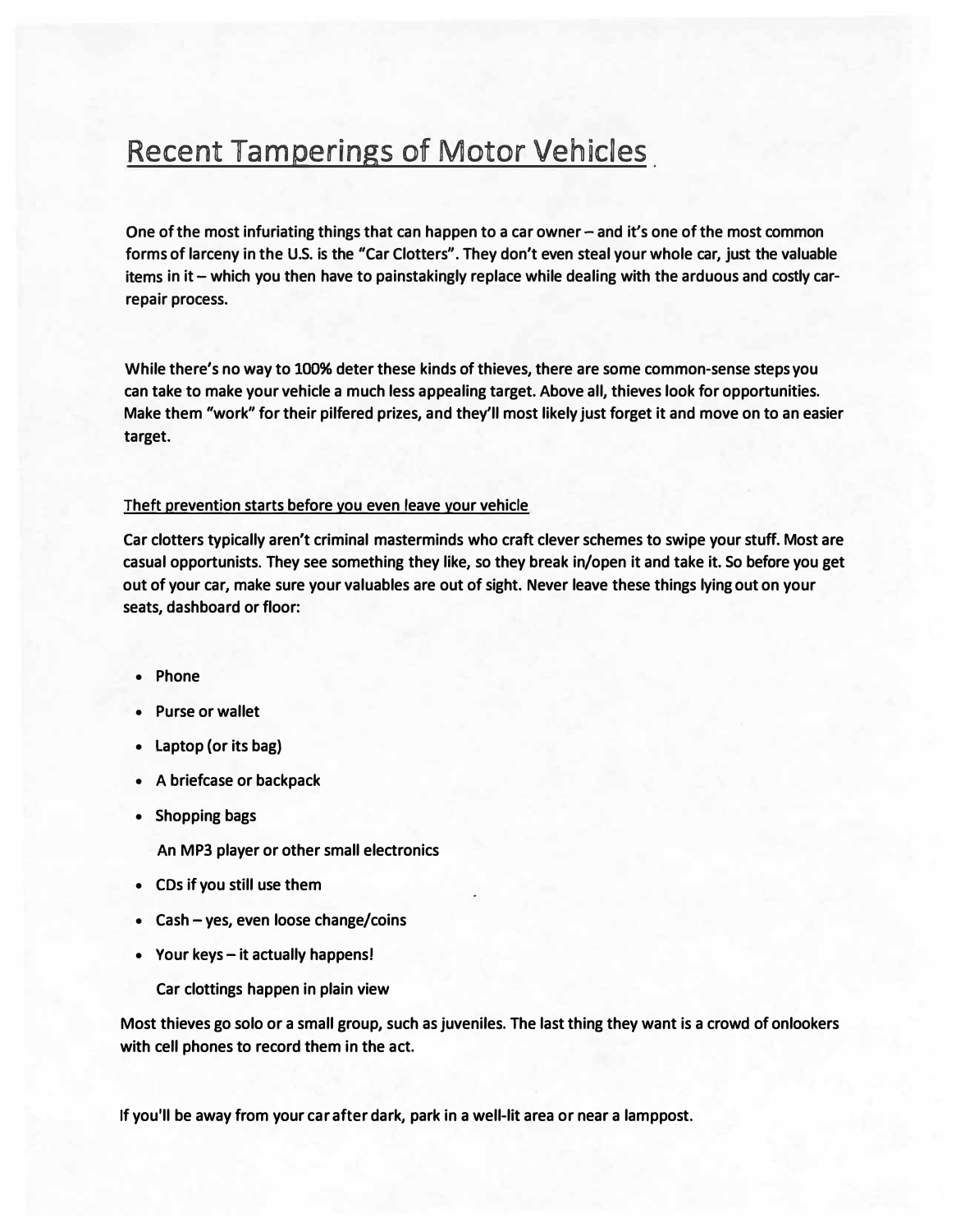# Recent Tamperings of Motor Vehicles

**One of the most infuriating things that can happen to a car owner – and it's one of the most common forms of larceny in the U.S. is the "Car Clotters". They don't even steal your whole car, just the valuable items in it – which you then have to painstakingly replace while dealing with the arduous and costly car-repair process.**

**While there's no way to 100% deter these kinds of thieves, there are some common-sense steps you can take to make your vehicle a much less appealing target. Above all, thieves look for opportunities. Make them "work" for their pilfered prizes, and they'll most likely just forget it and move on to an easier target.**

<u>Theft prevention starts before you even leave your vehicle</u>

**Car clotters typically aren't criminal masterminds who craft clever schemes to swipe your stuff. Most are casual opportunists. They see something they like, so they break in/open it and take it. So before you get out of your car, make sure your valuables are out of sight. Never leave these things lying out on your seats, dashboard or floor:**

- **Phone**
- **Purse or wallet**
- **Laptop (or its bag)**
- **A briefcase or backpack**
- **Shopping bags**

  **An MP3 player or other small electronics**
- **CDs if you still use them**
- **Cash – yes, even loose change/coins**
- **Your keys – it actually happens!**

  **Car clottings happen in plain view**

**Most thieves go solo or a small group, such as juveniles. The last thing they want is a crowd of onlookers with cell phones to record them in the act.**

**If you'll be away from your car after dark, park in a well-lit area or near a lamppost.**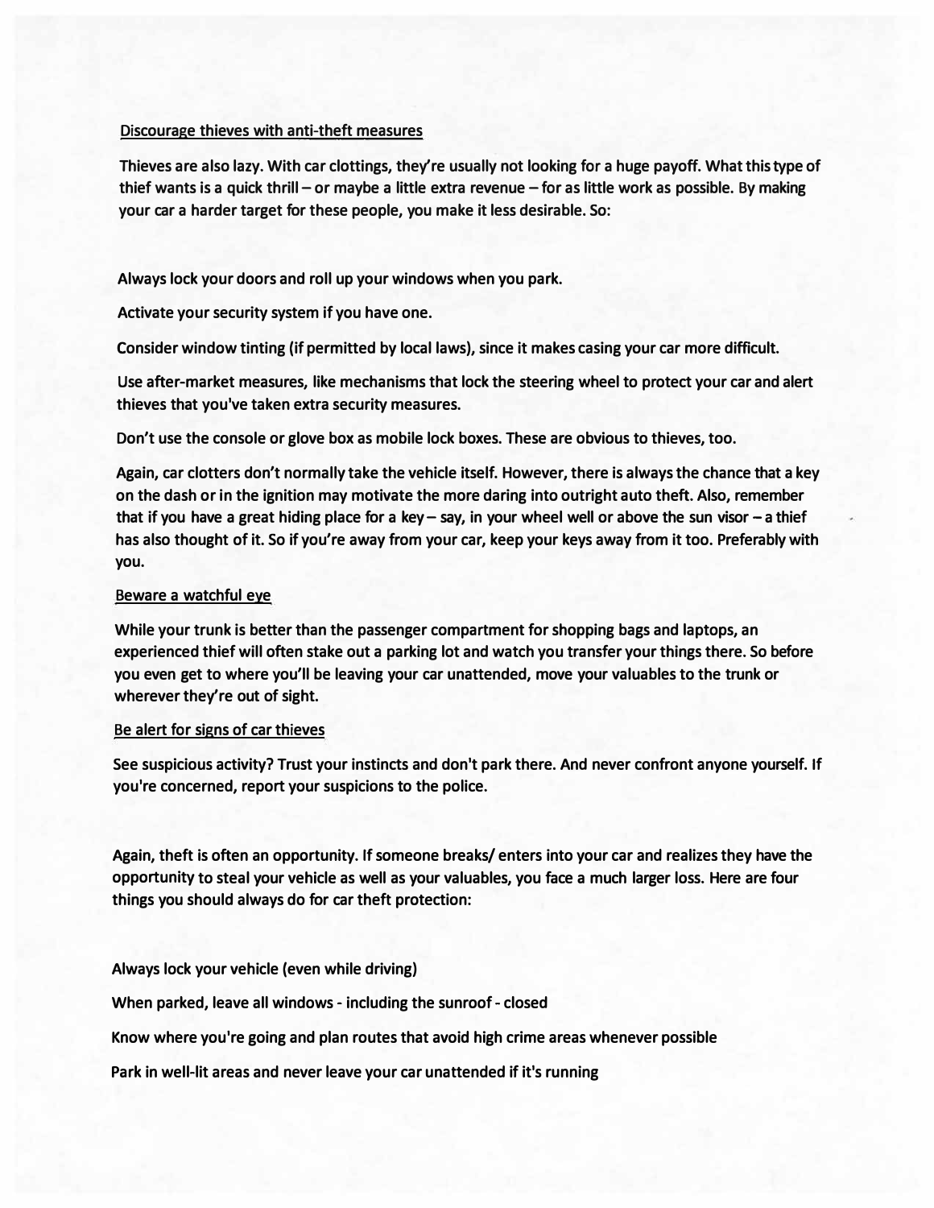## Discourage thieves with anti-theft measures

Thieves are also lazy. With car clottings, they're usually not looking for a huge payoff. What this type of thief wants is a quick thrill – or maybe a little extra revenue – for as little work as possible. By making your car a harder target for these people, you make it less desirable. So:

Always lock your doors and roll up your windows when you park.

Activate your security system if you have one.

Consider window tinting (if permitted by local laws), since it makes casing your car more difficult.

Use after-market measures, like mechanisms that lock the steering wheel to protect your car and alert thieves that you've taken extra security measures.

Don't use the console or glove box as mobile lock boxes. These are obvious to thieves, too.

Again, car clotters don't normally take the vehicle itself. However, there is always the chance that a key on the dash or in the ignition may motivate the more daring into outright auto theft. Also, remember that if you have a great hiding place for a key – say, in your wheel well or above the sun visor – a thief has also thought of it. So if you're away from your car, keep your keys away from it too. Preferably with you.

## Beware a watchful eye

While your trunk is better than the passenger compartment for shopping bags and laptops, an experienced thief will often stake out a parking lot and watch you transfer your things there. So before you even get to where you'll be leaving your car unattended, move your valuables to the trunk or wherever they're out of sight.

## Be alert for signs of car thieves

See suspicious activity? Trust your instincts and don't park there. And never confront anyone yourself. If you're concerned, report your suspicions to the police.

Again, theft is often an opportunity. If someone breaks/ enters into your car and realizes they have the opportunity to steal your vehicle as well as your valuables, you face a much larger loss. Here are four things you should always do for car theft protection:

Always lock your vehicle (even while driving)

When parked, leave all windows - including the sunroof - closed

Know where you're going and plan routes that avoid high crime areas whenever possible

Park in well-lit areas and never leave your car unattended if it's running